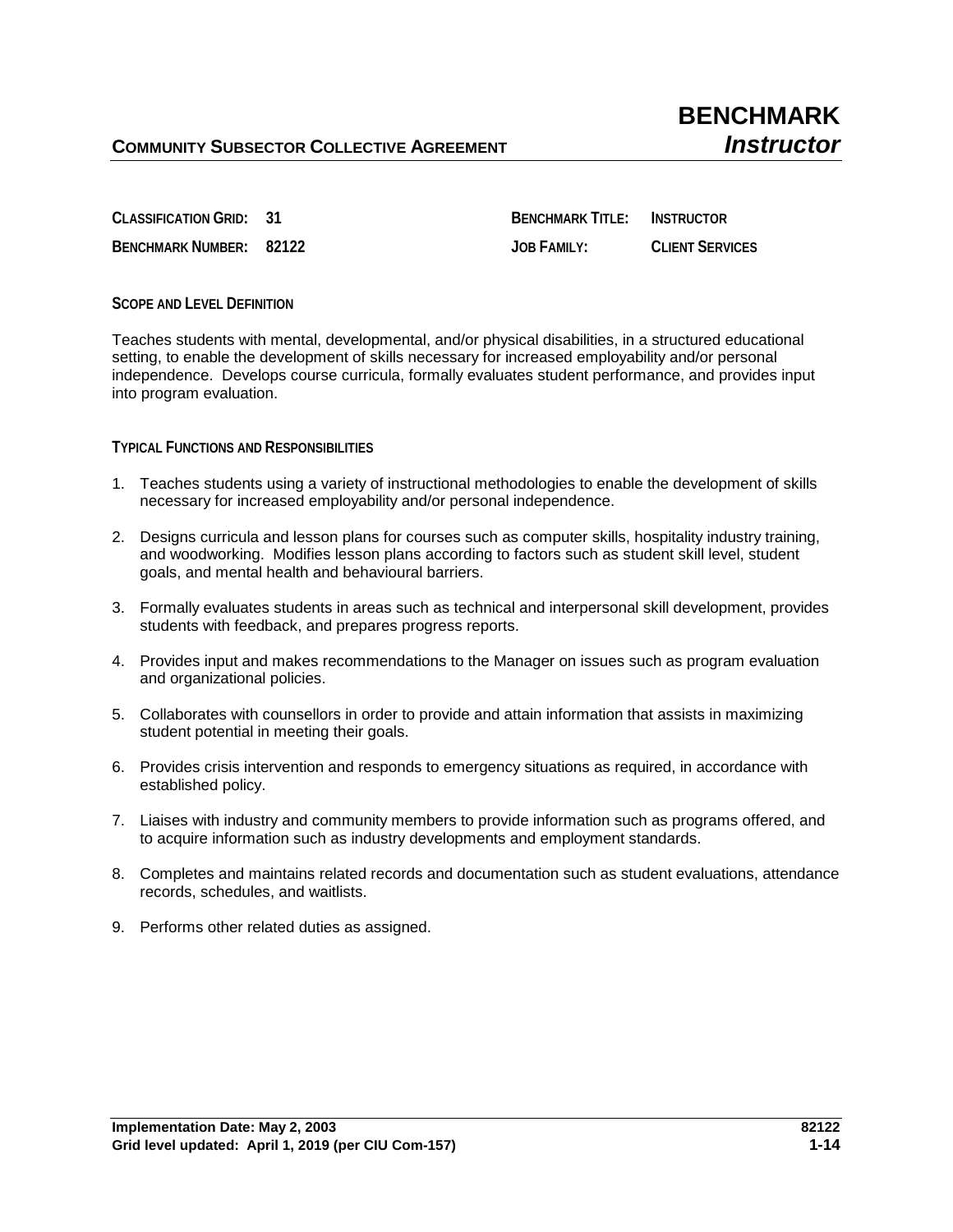**COMMUNITY SUBSECTOR COLLECTIVE AGREEMENT**

# BENCHMARK *Instructor*

| | | | |
|---|---|---|---|
| **CLASSIFICATION GRID:** | **31** | **BENCHMARK TITLE:** | **INSTRUCTOR** |
| **BENCHMARK NUMBER:** | **82122** | **JOB FAMILY:** | **CLIENT SERVICES** |

## SCOPE AND LEVEL DEFINITION

Teaches students with mental, developmental, and/or physical disabilities, in a structured educational setting, to enable the development of skills necessary for increased employability and/or personal independence. Develops course curricula, formally evaluates student performance, and provides input into program evaluation.

## TYPICAL FUNCTIONS AND RESPONSIBILITIES

1. Teaches students using a variety of instructional methodologies to enable the development of skills necessary for increased employability and/or personal independence.

2. Designs curricula and lesson plans for courses such as computer skills, hospitality industry training, and woodworking. Modifies lesson plans according to factors such as student skill level, student goals, and mental health and behavioural barriers.

3. Formally evaluates students in areas such as technical and interpersonal skill development, provides students with feedback, and prepares progress reports.

4. Provides input and makes recommendations to the Manager on issues such as program evaluation and organizational policies.

5. Collaborates with counsellors in order to provide and attain information that assists in maximizing student potential in meeting their goals.

6. Provides crisis intervention and responds to emergency situations as required, in accordance with established policy.

7. Liaises with industry and community members to provide information such as programs offered, and to acquire information such as industry developments and employment standards.

8. Completes and maintains related records and documentation such as student evaluations, attendance records, schedules, and waitlists.

9. Performs other related duties as assigned.

**Implementation Date: May 2, 2003**
**Grid level updated: April 1, 2019 (per CIU Com-157)**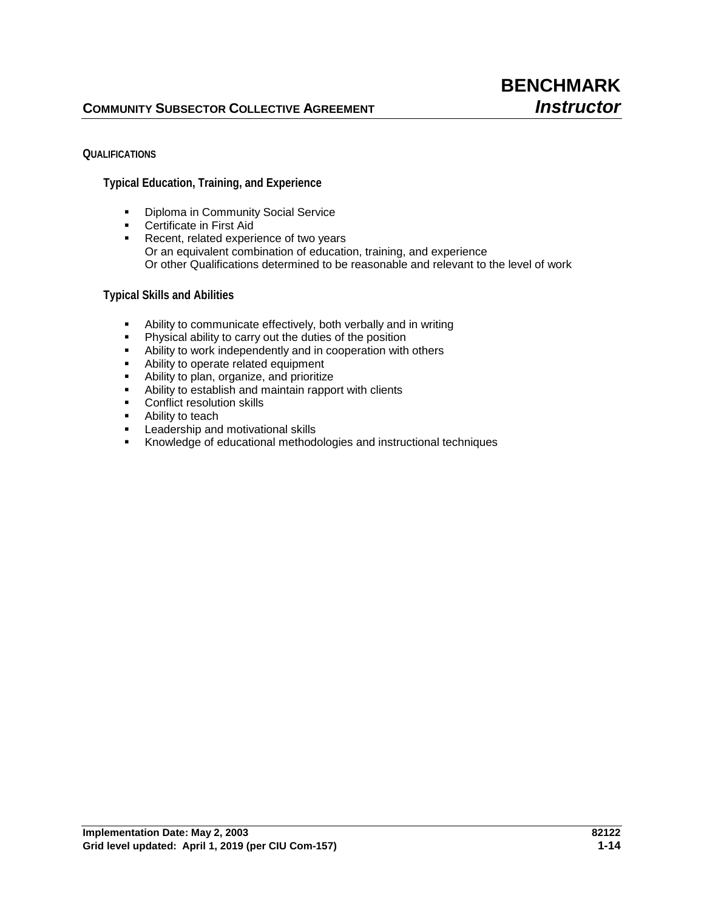## QUALIFICATIONS

### Typical Education, Training, and Experience

- Diploma in Community Social Service
- Certificate in First Aid
- Recent, related experience of two years
  Or an equivalent combination of education, training, and experience
  Or other Qualifications determined to be reasonable and relevant to the level of work

### Typical Skills and Abilities

- Ability to communicate effectively, both verbally and in writing
- Physical ability to carry out the duties of the position
- Ability to work independently and in cooperation with others
- Ability to operate related equipment
- Ability to plan, organize, and prioritize
- Ability to establish and maintain rapport with clients
- Conflict resolution skills
- Ability to teach
- Leadership and motivational skills
- Knowledge of educational methodologies and instructional techniques